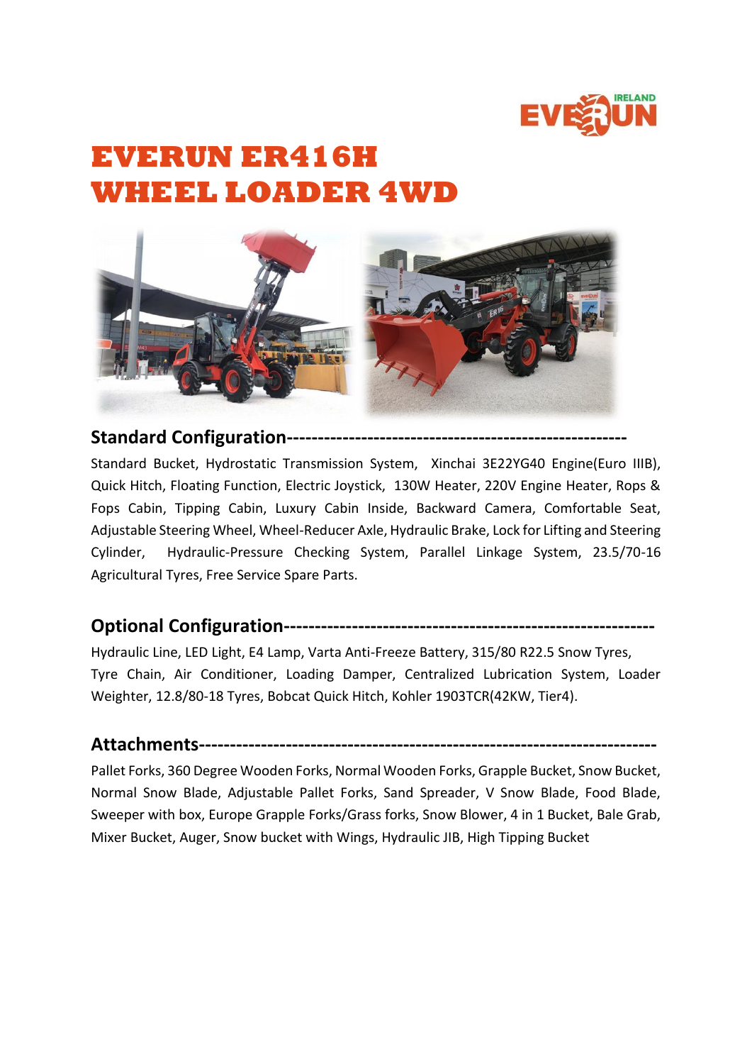# EVERUN ER416H WHEEL LOADER 4WD

## Standard Configuration-----------------------------------------------------

Standard Bucket, Hydrostatic Transmission System, Xinchai 3E22YG40 Engine(Euro IIIB), Quick Hitch, Floating Function, Electric Joystick, 130W Heater, 220V Engine Heater, Rops & Fops Cabin, Tipping Cabin, Luxury Cabin Inside, Backward Camera, Comfortable Seat, Adjustable Steering Wheel, Wheel-Reducer Axle, Hydraulic Brake, Lock for Lifting and Steering Cylinder, Hydraulic-Pressure Checking System, Parallel Linkage System, 23.5/70-16 Agricultural Tyres, Free Service Spare Parts.

## Optional Configuration----------------------------------------------------------

Hydraulic Line, LED Light, E4 Lamp, Varta Anti-Freeze Battery, 315/80 R22.5 Snow Tyres, Tyre Chain, Air Conditioner, Loading Damper, Centralized Lubrication System, Loader Weighter, 12.8/80-18 Tyres, Bobcat Quick Hitch, Kohler 1903TCR(42KW, Tier4).

## Attachments------------------------------------------------------------------------

Pallet Forks, 360 Degree Wooden Forks, Normal Wooden Forks, Grapple Bucket, Snow Bucket, Normal Snow Blade, Adjustable Pallet Forks, Sand Spreader, V Snow Blade, Food Blade, Sweeper with box, Europe Grapple Forks/Grass forks, Snow Blower, 4 in 1 Bucket, Bale Grab, Mixer Bucket, Auger, Snow bucket with Wings, Hydraulic JIB, High Tipping Bucket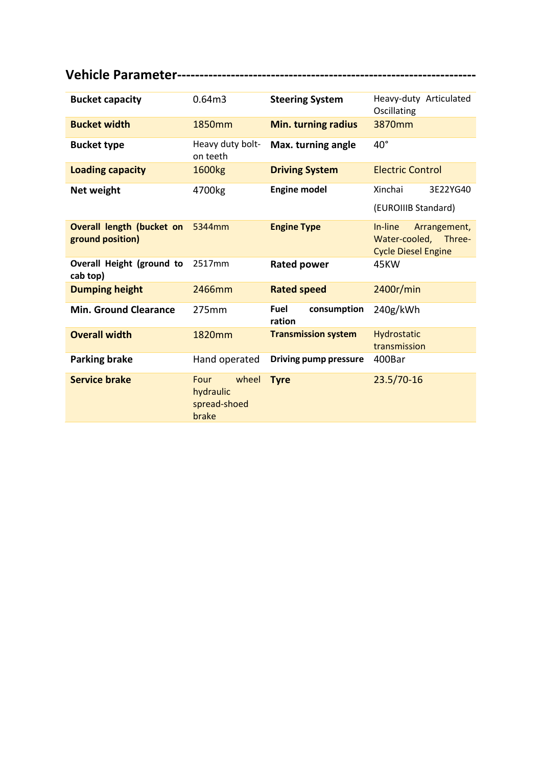## Vehicle Parameter--------------------------------------------------------------------

| | | | |
|---|---|---|---|
| **Bucket capacity** | 0.64m3 | **Steering System** | Heavy-duty Articulated Oscillating |
| **Bucket width** | 1850mm | **Min. turning radius** | 3870mm |
| **Bucket type** | Heavy duty bolt-on teeth | **Max. turning angle** | 40° |
| **Loading capacity** | 1600kg | **Driving System** | Electric Control |
| **Net weight** | 4700kg | **Engine model** | Xinchai 3E22YG40 (EUROIIIB Standard) |
| **Overall length (bucket on ground position)** | 5344mm | **Engine Type** | In-line Arrangement, Water-cooled, Three-Cycle Diesel Engine |
| **Overall Height (ground to cab top)** | 2517mm | **Rated power** | 45KW |
| **Dumping height** | 2466mm | **Rated speed** | 2400r/min |
| **Min. Ground Clearance** | 275mm | **Fuel consumption ration** | 240g/kWh |
| **Overall width** | 1820mm | **Transmission system** | Hydrostatic transmission |
| **Parking brake** | Hand operated | **Driving pump pressure** | 400Bar |
| **Service brake** | Four wheel hydraulic spread-shoed brake | **Tyre** | 23.5/70-16 |